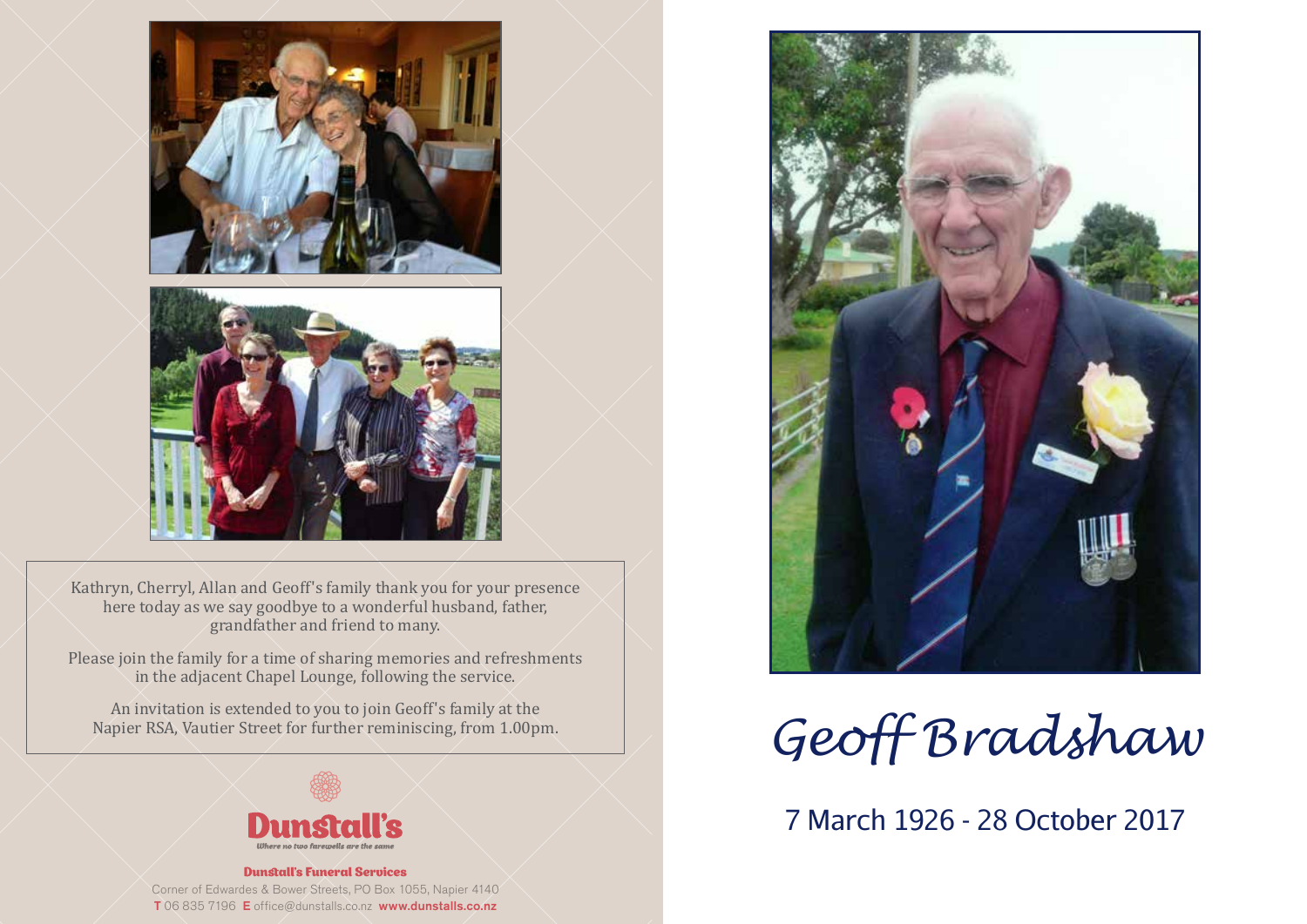Kathryn, Cherryl, Allan and Geoff's family thank you for your presence here today as we say goodbye to a wonderful husband, father, grandfather and friend to many.

Please join the family for a time of sharing memories and refreshments in the adjacent Chapel Lounge, following the service.

An invitation is extended to you to join Geoff's family at the Napier RSA, Vautier Street for further reminiscing, from 1.00pm.

**Dunstall's**

*Where no two farewells are the same*

**Dunstall's Funeral Services**

Corner of Edwardes & Bower Streets, PO Box 1055, Napier 4140

**T** 06 835 7196 **E** office@dunstalls.co.nz **www.dunstalls.co.nz**

# *Geoff Bradshaw*

7 March 1926 - 28 October 2017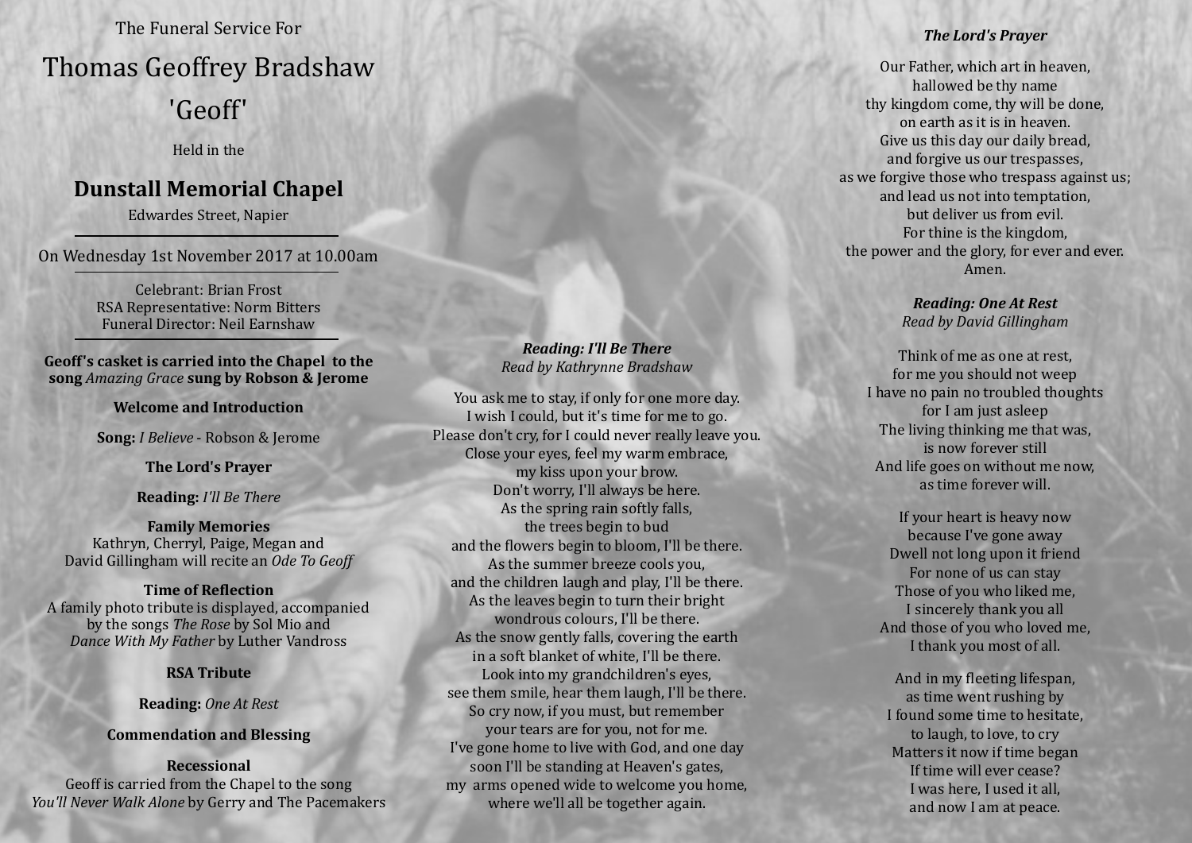The Funeral Service For

# Thomas Geoffrey Bradshaw

# 'Geoff'

Held in the

## Dunstall Memorial Chapel

Edwardes Street, Napier

---

On Wednesday 1st November 2017 at 10.00am

---

Celebrant: Brian Frost
RSA Representative: Norm Bitters
Funeral Director: Neil Earnshaw

---

**Geoff's casket is carried into the Chapel to the song *Amazing Grace* sung by Robson & Jerome**

**Welcome and Introduction**

**Song:** *I Believe* - Robson & Jerome

**The Lord's Prayer**

**Reading:** *I'll Be There*

**Family Memories**
Kathryn, Cherryl, Paige, Megan and
David Gillingham will recite an *Ode To Geoff*

**Time of Reflection**
A family photo tribute is displayed, accompanied by the songs *The Rose* by Sol Mio and *Dance With My Father* by Luther Vandross

**RSA Tribute**

**Reading:** *One At Rest*

**Commendation and Blessing**

**Recessional**
Geoff is carried from the Chapel to the song *You'll Never Walk Alone* by Gerry and The Pacemakers

***Reading: I'll Be There***
*Read by Kathrynne Bradshaw*

You ask me to stay, if only for one more day.
I wish I could, but it's time for me to go.
Please don't cry, for I could never really leave you.
Close your eyes, feel my warm embrace,
my kiss upon your brow.
Don't worry, I'll always be here.
As the spring rain softly falls,
the trees begin to bud
and the flowers begin to bloom, I'll be there.
As the summer breeze cools you,
and the children laugh and play, I'll be there.
As the leaves begin to turn their bright
wondrous colours, I'll be there.
As the snow gently falls, covering the earth
in a soft blanket of white, I'll be there.
Look into my grandchildren's eyes,
see them smile, hear them laugh, I'll be there.
So cry now, if you must, but remember
your tears are for you, not for me.
I've gone home to live with God, and one day
soon I'll be standing at Heaven's gates,
my arms opened wide to welcome you home,
where we'll all be together again.

***The Lord's Prayer***

Our Father, which art in heaven,
hallowed be thy name
thy kingdom come, thy will be done,
on earth as it is in heaven.
Give us this day our daily bread,
and forgive us our trespasses,
as we forgive those who trespass against us;
and lead us not into temptation,
but deliver us from evil.
For thine is the kingdom,
the power and the glory, for ever and ever.
Amen.

***Reading: One At Rest***
*Read by David Gillingham*

Think of me as one at rest,
for me you should not weep
I have no pain no troubled thoughts
for I am just asleep
The living thinking me that was,
is now forever still
And life goes on without me now,
as time forever will.

If your heart is heavy now
because I've gone away
Dwell not long upon it friend
For none of us can stay
Those of you who liked me,
I sincerely thank you all
And those of you who loved me,
I thank you most of all.

And in my fleeting lifespan,
as time went rushing by
I found some time to hesitate,
to laugh, to love, to cry
Matters it now if time began
If time will ever cease?
I was here, I used it all,
and now I am at peace.